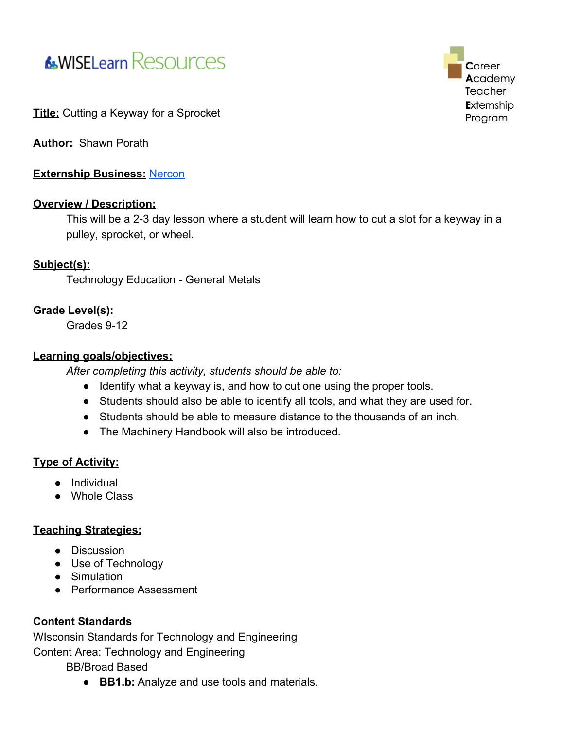WISELearn Resources

Career Academy Teacher Externship Program

**Title:** Cutting a Keyway for a Sprocket

**Author:** Shawn Porath

**Externship Business:** Nercon

**Overview / Description:**

This will be a 2-3 day lesson where a student will learn how to cut a slot for a keyway in a pulley, sprocket, or wheel.

**Subject(s):**

Technology Education - General Metals

**Grade Level(s):**

Grades 9-12

**Learning goals/objectives:**

*After completing this activity, students should be able to:*

- Identify what a keyway is, and how to cut one using the proper tools.
- Students should also be able to identify all tools, and what they are used for.
- Students should be able to measure distance to the thousands of an inch.
- The Machinery Handbook will also be introduced.

**Type of Activity:**

- Individual
- Whole Class

**Teaching Strategies:**

- Discussion
- Use of Technology
- Simulation
- Performance Assessment

**Content Standards**

WIsconsin Standards for Technology and Engineering

Content Area: Technology and Engineering

BB/Broad Based

- **BB1.b:** Analyze and use tools and materials.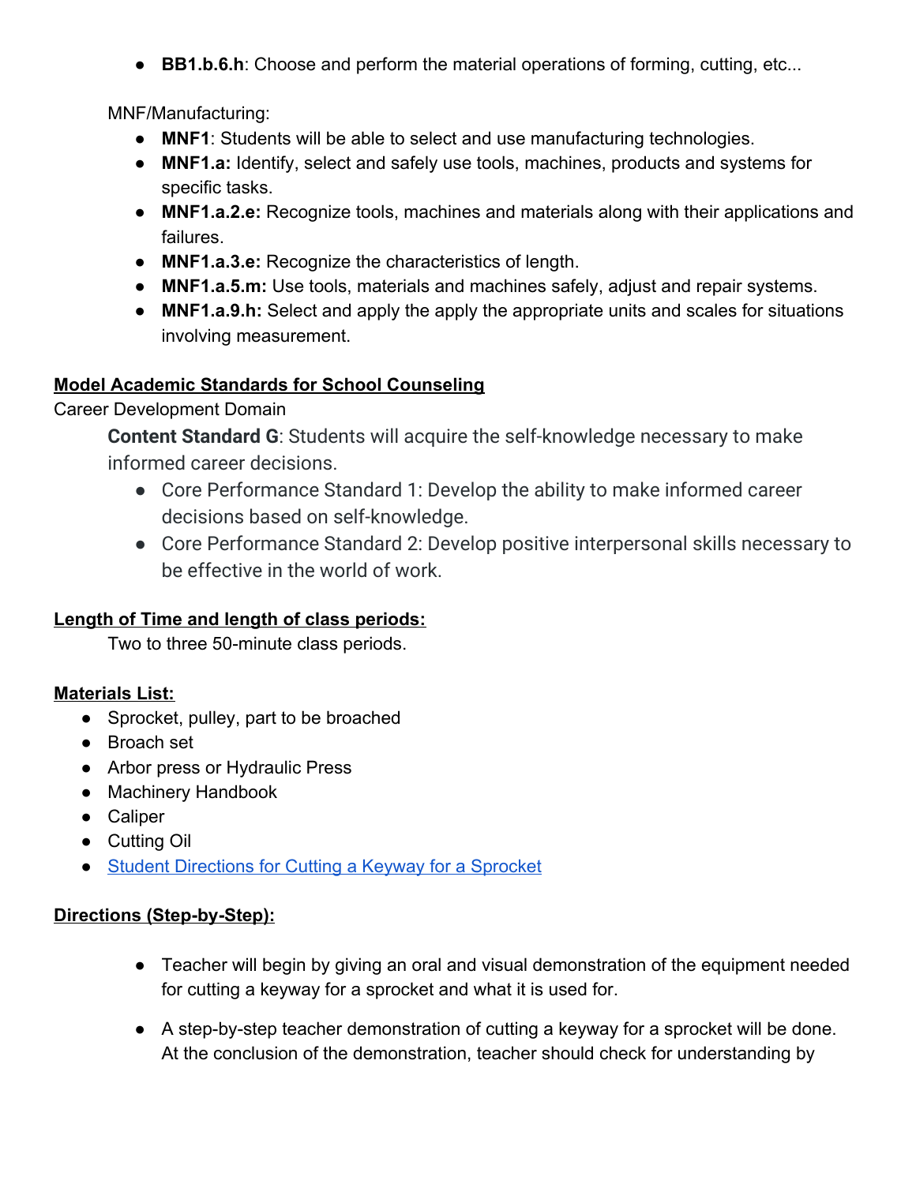- **BB1.b.6.h**: Choose and perform the material operations of forming, cutting, etc...

MNF/Manufacturing:

- **MNF1**: Students will be able to select and use manufacturing technologies.
- **MNF1.a:** Identify, select and safely use tools, machines, products and systems for specific tasks.
- **MNF1.a.2.e:** Recognize tools, machines and materials along with their applications and failures.
- **MNF1.a.3.e:** Recognize the characteristics of length.
- **MNF1.a.5.m:** Use tools, materials and machines safely, adjust and repair systems.
- **MNF1.a.9.h:** Select and apply the apply the appropriate units and scales for situations involving measurement.

**Model Academic Standards for School Counseling**

Career Development Domain

**Content Standard G**: Students will acquire the self-knowledge necessary to make informed career decisions.

- Core Performance Standard 1: Develop the ability to make informed career decisions based on self-knowledge.
- Core Performance Standard 2: Develop positive interpersonal skills necessary to be effective in the world of work.

**Length of Time and length of class periods:**

Two to three 50-minute class periods.

**Materials List:**

- Sprocket, pulley, part to be broached
- Broach set
- Arbor press or Hydraulic Press
- Machinery Handbook
- Caliper
- Cutting Oil
- Student Directions for Cutting a Keyway for a Sprocket

**Directions (Step-by-Step):**

- Teacher will begin by giving an oral and visual demonstration of the equipment needed for cutting a keyway for a sprocket and what it is used for.
- A step-by-step teacher demonstration of cutting a keyway for a sprocket will be done. At the conclusion of the demonstration, teacher should check for understanding by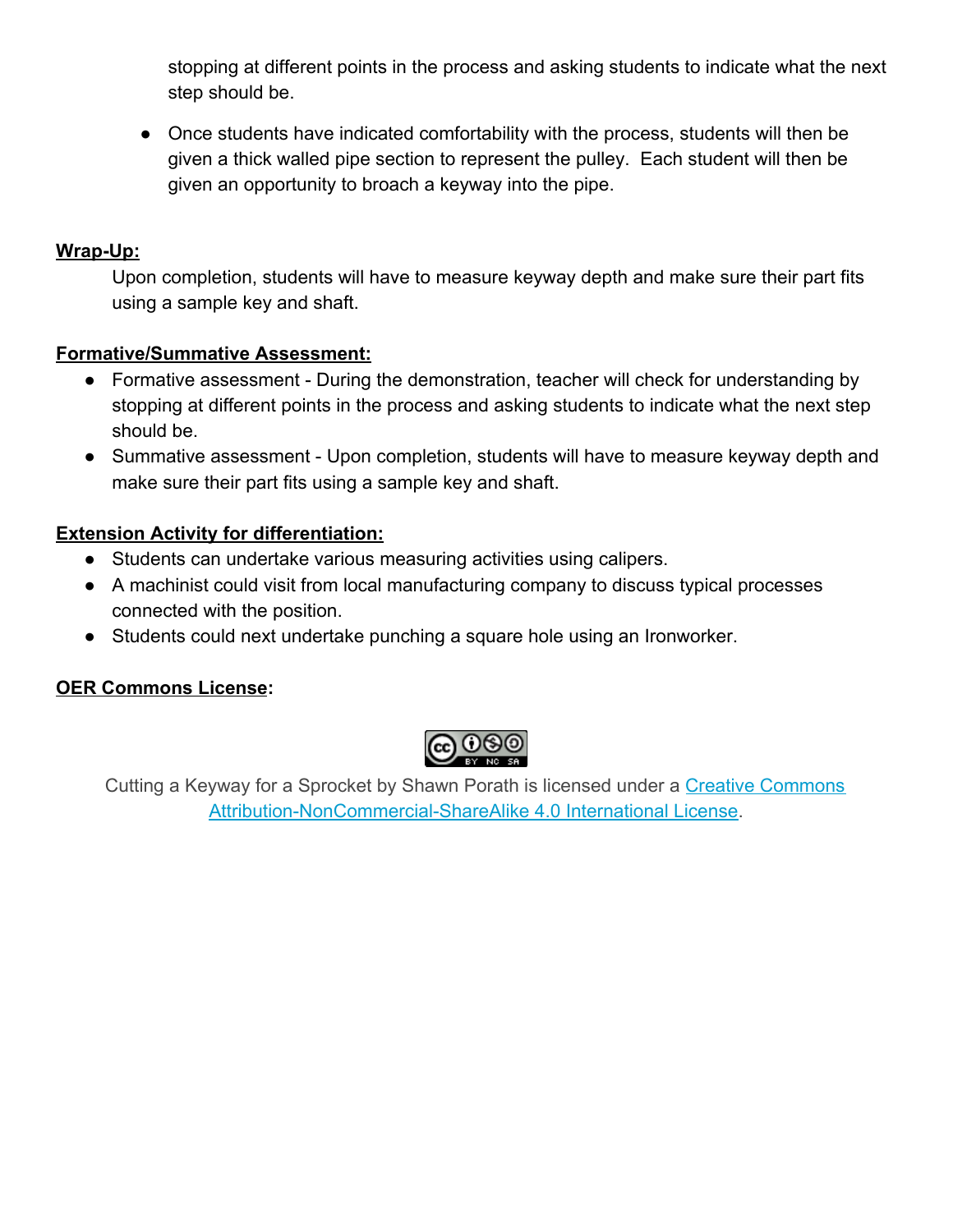stopping at different points in the process and asking students to indicate what the next step should be.

- Once students have indicated comfortability with the process, students will then be given a thick walled pipe section to represent the pulley. Each student will then be given an opportunity to broach a keyway into the pipe.

**Wrap-Up:**

Upon completion, students will have to measure keyway depth and make sure their part fits using a sample key and shaft.

**Formative/Summative Assessment:**

- Formative assessment - During the demonstration, teacher will check for understanding by stopping at different points in the process and asking students to indicate what the next step should be.
- Summative assessment - Upon completion, students will have to measure keyway depth and make sure their part fits using a sample key and shaft.

**Extension Activity for differentiation:**

- Students can undertake various measuring activities using calipers.
- A machinist could visit from local manufacturing company to discuss typical processes connected with the position.
- Students could next undertake punching a square hole using an Ironworker.

**OER Commons License:**

Cutting a Keyway for a Sprocket by Shawn Porath is licensed under a [Creative Commons Attribution-NonCommercial-ShareAlike 4.0 International License](https://creativecommons.org/licenses/by-nc-sa/4.0/).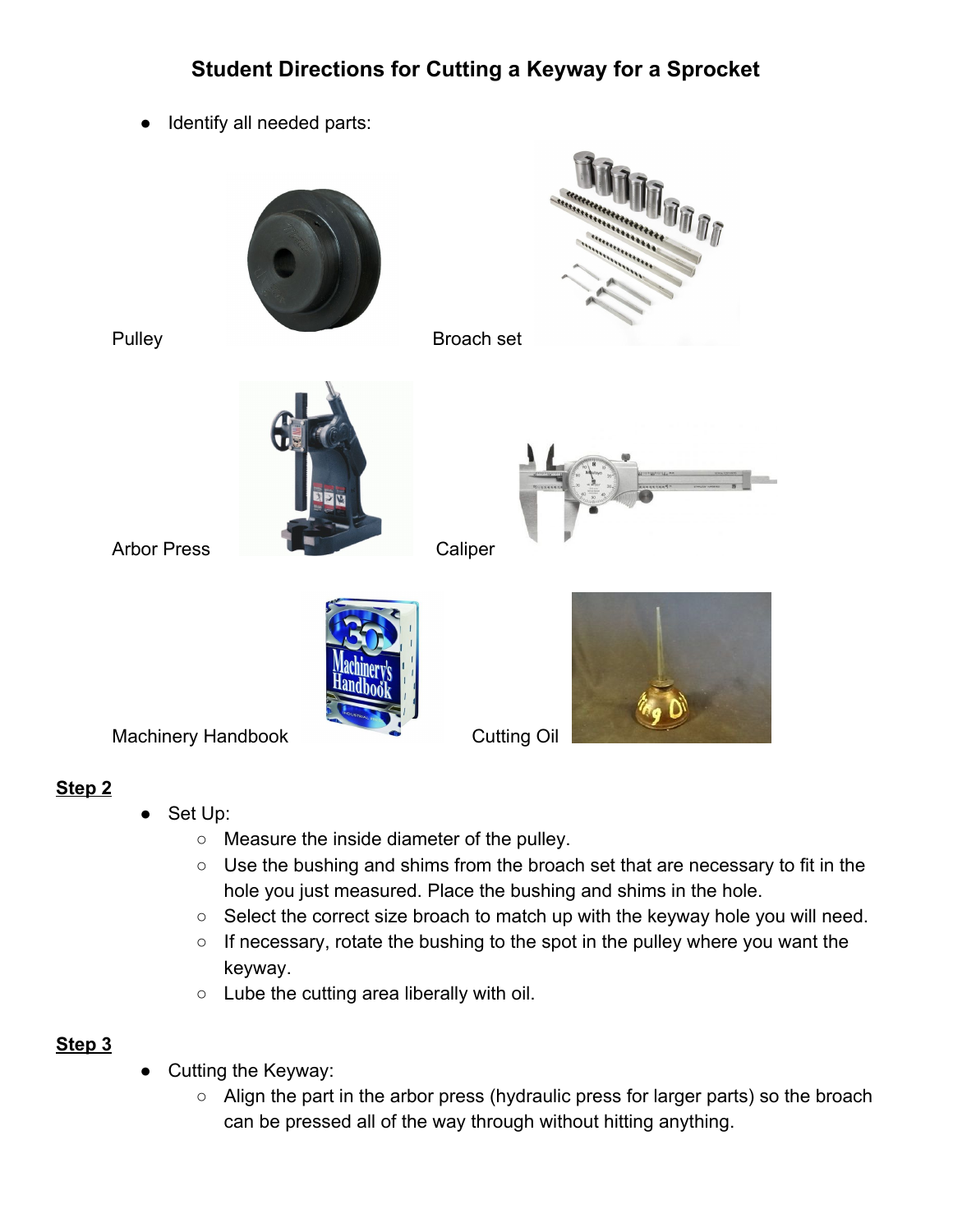## Student Directions for Cutting a Keyway for a Sprocket

- Identify all needed parts:

Pulley

Broach set

Arbor Press

Caliper

Machinery Handbook

Cutting Oil

**Step 2**

- Set Up:
  - Measure the inside diameter of the pulley.
  - Use the bushing and shims from the broach set that are necessary to fit in the hole you just measured. Place the bushing and shims in the hole.
  - Select the correct size broach to match up with the keyway hole you will need.
  - If necessary, rotate the bushing to the spot in the pulley where you want the keyway.
  - Lube the cutting area liberally with oil.

**Step 3**

- Cutting the Keyway:
  - Align the part in the arbor press (hydraulic press for larger parts) so the broach can be pressed all of the way through without hitting anything.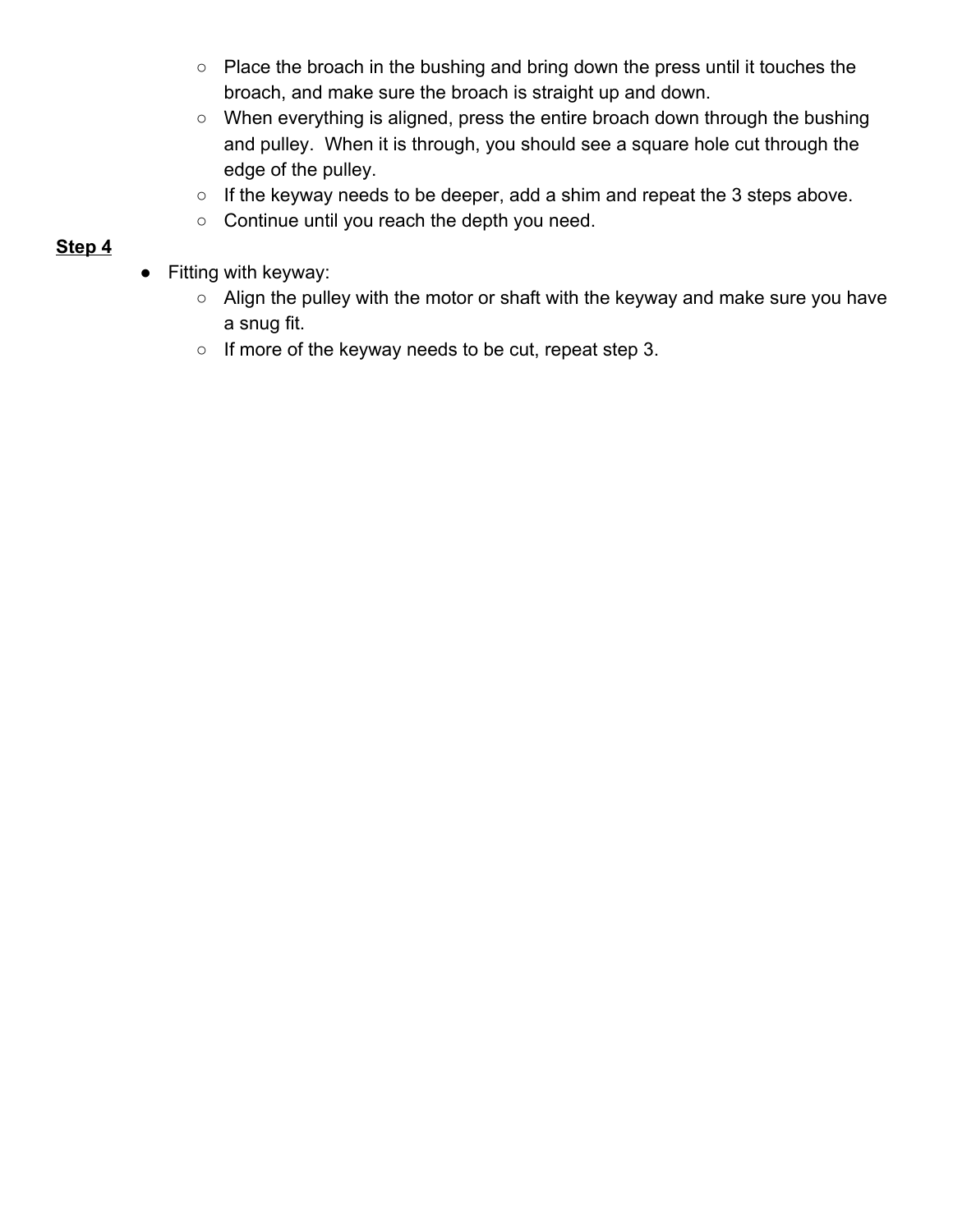- Place the broach in the bushing and bring down the press until it touches the broach, and make sure the broach is straight up and down.
  - When everything is aligned, press the entire broach down through the bushing and pulley. When it is through, you should see a square hole cut through the edge of the pulley.
  - If the keyway needs to be deeper, add a shim and repeat the 3 steps above.
  - Continue until you reach the depth you need.

**<u>Step 4</u>**

- Fitting with keyway:
  - Align the pulley with the motor or shaft with the keyway and make sure you have a snug fit.
  - If more of the keyway needs to be cut, repeat step 3.